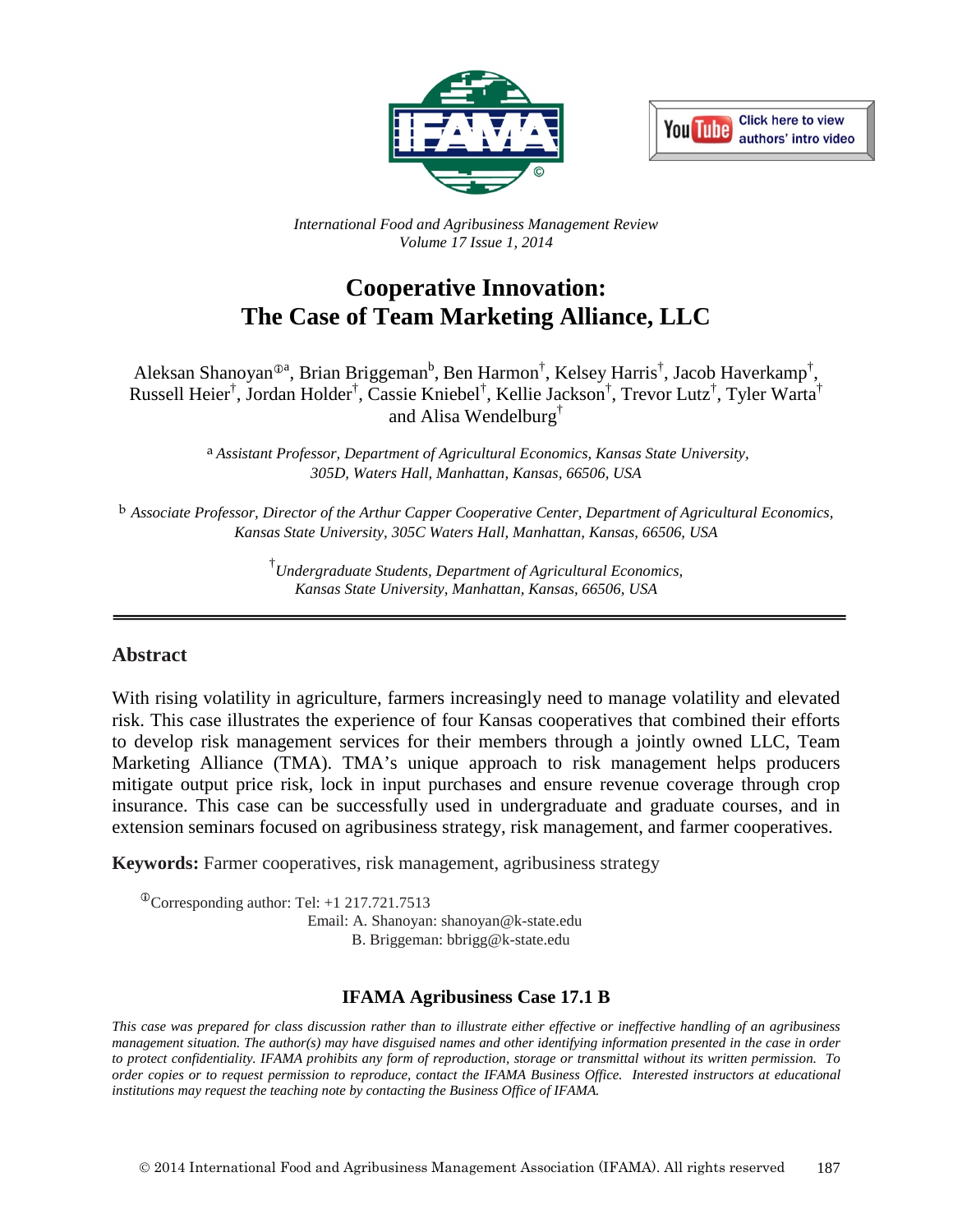*International Food and Agribusiness Management Review*
*Volume 17 Issue 1, 2014*

# Cooperative Innovation: The Case of Team Marketing Alliance, LLC

Aleksan Shanoyan[ⓘa], Brian Briggeman[b], Ben Harmon[†], Kelsey Harris[†], Jacob Haverkamp[†], Russell Heier[†], Jordan Holder[†], Cassie Kniebel[†], Kellie Jackson[†], Trevor Lutz[†], Tyler Warta[†] and Alisa Wendelburg[†]

[a] *Assistant Professor, Department of Agricultural Economics, Kansas State University, 305D, Waters Hall, Manhattan, Kansas, 66506, USA*

[b] *Associate Professor, Director of the Arthur Capper Cooperative Center, Department of Agricultural Economics, Kansas State University, 305C Waters Hall, Manhattan, Kansas, 66506, USA*

[†] *Undergraduate Students, Department of Agricultural Economics, Kansas State University, Manhattan, Kansas, 66506, USA*

## Abstract

With rising volatility in agriculture, farmers increasingly need to manage volatility and elevated risk. This case illustrates the experience of four Kansas cooperatives that combined their efforts to develop risk management services for their members through a jointly owned LLC, Team Marketing Alliance (TMA). TMA's unique approach to risk management helps producers mitigate output price risk, lock in input purchases and ensure revenue coverage through crop insurance. This case can be successfully used in undergraduate and graduate courses, and in extension seminars focused on agribusiness strategy, risk management, and farmer cooperatives.

**Keywords:** Farmer cooperatives, risk management, agribusiness strategy

[ⓘ]Corresponding author: Tel: +1 217.721.7513
Email: A. Shanoyan: shanoyan@k-state.edu
B. Briggeman: bbrigg@k-state.edu

### IFAMA Agribusiness Case 17.1 B

*This case was prepared for class discussion rather than to illustrate either effective or ineffective handling of an agribusiness management situation. The author(s) may have disguised names and other identifying information presented in the case in order to protect confidentiality. IFAMA prohibits any form of reproduction, storage or transmittal without its written permission. To order copies or to request permission to reproduce, contact the IFAMA Business Office. Interested instructors at educational institutions may request the teaching note by contacting the Business Office of IFAMA.*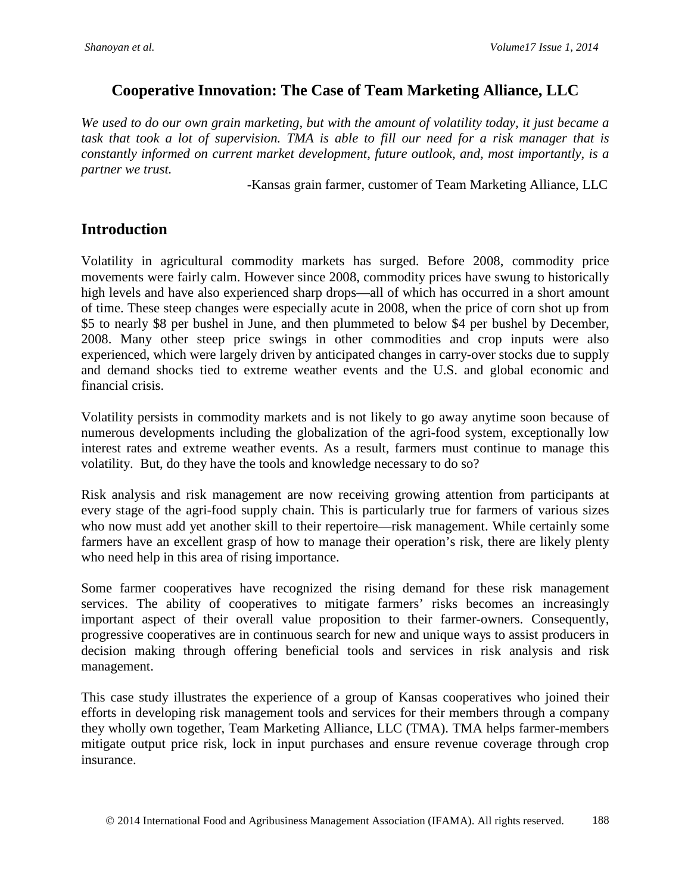# Cooperative Innovation: The Case of Team Marketing Alliance, LLC

*We used to do our own grain marketing, but with the amount of volatility today, it just became a task that took a lot of supervision. TMA is able to fill our need for a risk manager that is constantly informed on current market development, future outlook, and, most importantly, is a partner we trust.*

-Kansas grain farmer, customer of Team Marketing Alliance, LLC

## Introduction

Volatility in agricultural commodity markets has surged. Before 2008, commodity price movements were fairly calm. However since 2008, commodity prices have swung to historically high levels and have also experienced sharp drops—all of which has occurred in a short amount of time. These steep changes were especially acute in 2008, when the price of corn shot up from $5 to nearly $8 per bushel in June, and then plummeted to below $4 per bushel by December, 2008. Many other steep price swings in other commodities and crop inputs were also experienced, which were largely driven by anticipated changes in carry-over stocks due to supply and demand shocks tied to extreme weather events and the U.S. and global economic and financial crisis.

Volatility persists in commodity markets and is not likely to go away anytime soon because of numerous developments including the globalization of the agri-food system, exceptionally low interest rates and extreme weather events. As a result, farmers must continue to manage this volatility. But, do they have the tools and knowledge necessary to do so?

Risk analysis and risk management are now receiving growing attention from participants at every stage of the agri-food supply chain. This is particularly true for farmers of various sizes who now must add yet another skill to their repertoire—risk management. While certainly some farmers have an excellent grasp of how to manage their operation's risk, there are likely plenty who need help in this area of rising importance.

Some farmer cooperatives have recognized the rising demand for these risk management services. The ability of cooperatives to mitigate farmers' risks becomes an increasingly important aspect of their overall value proposition to their farmer-owners. Consequently, progressive cooperatives are in continuous search for new and unique ways to assist producers in decision making through offering beneficial tools and services in risk analysis and risk management.

This case study illustrates the experience of a group of Kansas cooperatives who joined their efforts in developing risk management tools and services for their members through a company they wholly own together, Team Marketing Alliance, LLC (TMA). TMA helps farmer-members mitigate output price risk, lock in input purchases and ensure revenue coverage through crop insurance.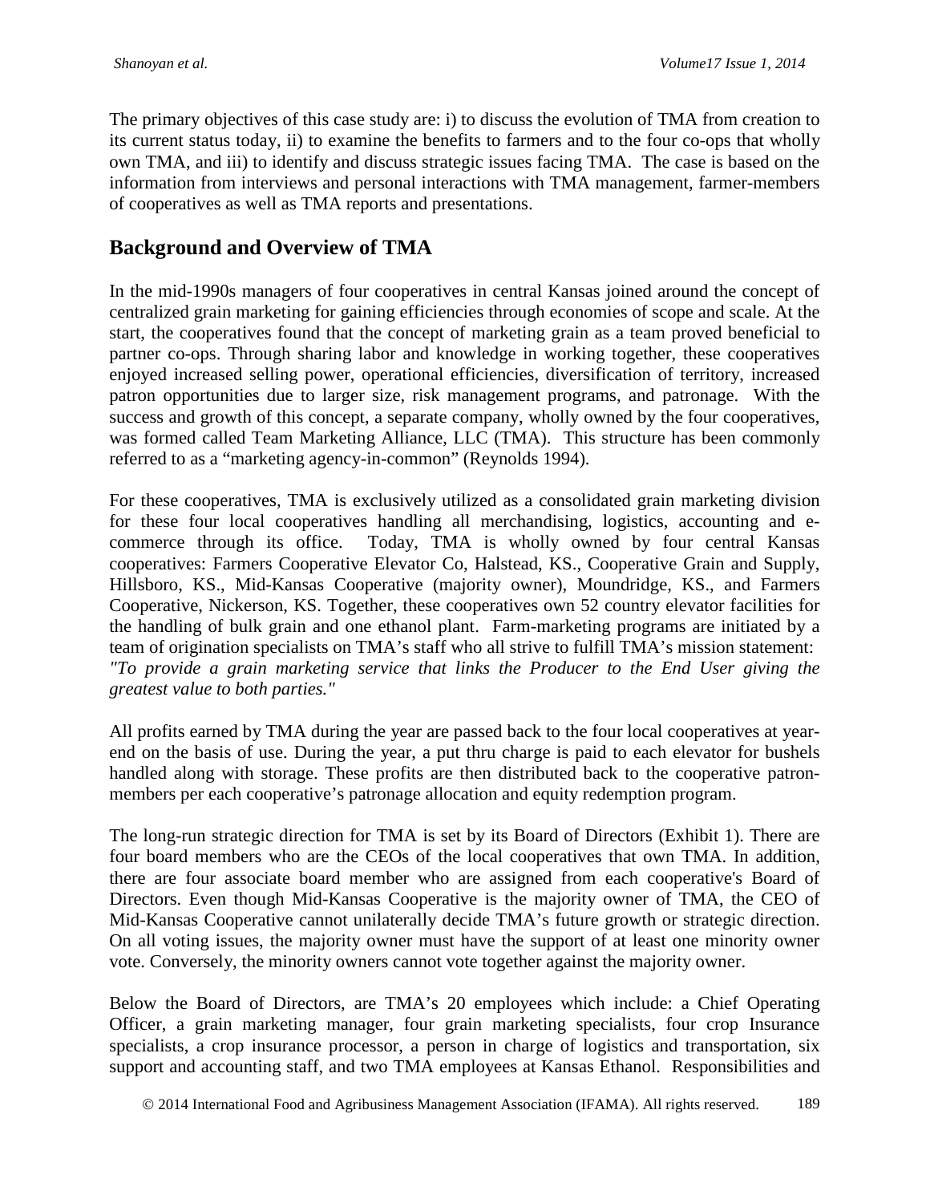The primary objectives of this case study are: i) to discuss the evolution of TMA from creation to its current status today, ii) to examine the benefits to farmers and to the four co-ops that wholly own TMA, and iii) to identify and discuss strategic issues facing TMA. The case is based on the information from interviews and personal interactions with TMA management, farmer-members of cooperatives as well as TMA reports and presentations.

## Background and Overview of TMA

In the mid-1990s managers of four cooperatives in central Kansas joined around the concept of centralized grain marketing for gaining efficiencies through economies of scope and scale. At the start, the cooperatives found that the concept of marketing grain as a team proved beneficial to partner co-ops. Through sharing labor and knowledge in working together, these cooperatives enjoyed increased selling power, operational efficiencies, diversification of territory, increased patron opportunities due to larger size, risk management programs, and patronage. With the success and growth of this concept, a separate company, wholly owned by the four cooperatives, was formed called Team Marketing Alliance, LLC (TMA). This structure has been commonly referred to as a "marketing agency-in-common" (Reynolds 1994).

For these cooperatives, TMA is exclusively utilized as a consolidated grain marketing division for these four local cooperatives handling all merchandising, logistics, accounting and e-commerce through its office. Today, TMA is wholly owned by four central Kansas cooperatives: Farmers Cooperative Elevator Co, Halstead, KS., Cooperative Grain and Supply, Hillsboro, KS., Mid-Kansas Cooperative (majority owner), Moundridge, KS., and Farmers Cooperative, Nickerson, KS. Together, these cooperatives own 52 country elevator facilities for the handling of bulk grain and one ethanol plant. Farm-marketing programs are initiated by a team of origination specialists on TMA's staff who all strive to fulfill TMA's mission statement: *"To provide a grain marketing service that links the Producer to the End User giving the greatest value to both parties."*

All profits earned by TMA during the year are passed back to the four local cooperatives at year-end on the basis of use. During the year, a put thru charge is paid to each elevator for bushels handled along with storage. These profits are then distributed back to the cooperative patron-members per each cooperative's patronage allocation and equity redemption program.

The long-run strategic direction for TMA is set by its Board of Directors (Exhibit 1). There are four board members who are the CEOs of the local cooperatives that own TMA. In addition, there are four associate board member who are assigned from each cooperative's Board of Directors. Even though Mid-Kansas Cooperative is the majority owner of TMA, the CEO of Mid-Kansas Cooperative cannot unilaterally decide TMA's future growth or strategic direction. On all voting issues, the majority owner must have the support of at least one minority owner vote. Conversely, the minority owners cannot vote together against the majority owner.

Below the Board of Directors, are TMA's 20 employees which include: a Chief Operating Officer, a grain marketing manager, four grain marketing specialists, four crop Insurance specialists, a crop insurance processor, a person in charge of logistics and transportation, six support and accounting staff, and two TMA employees at Kansas Ethanol. Responsibilities and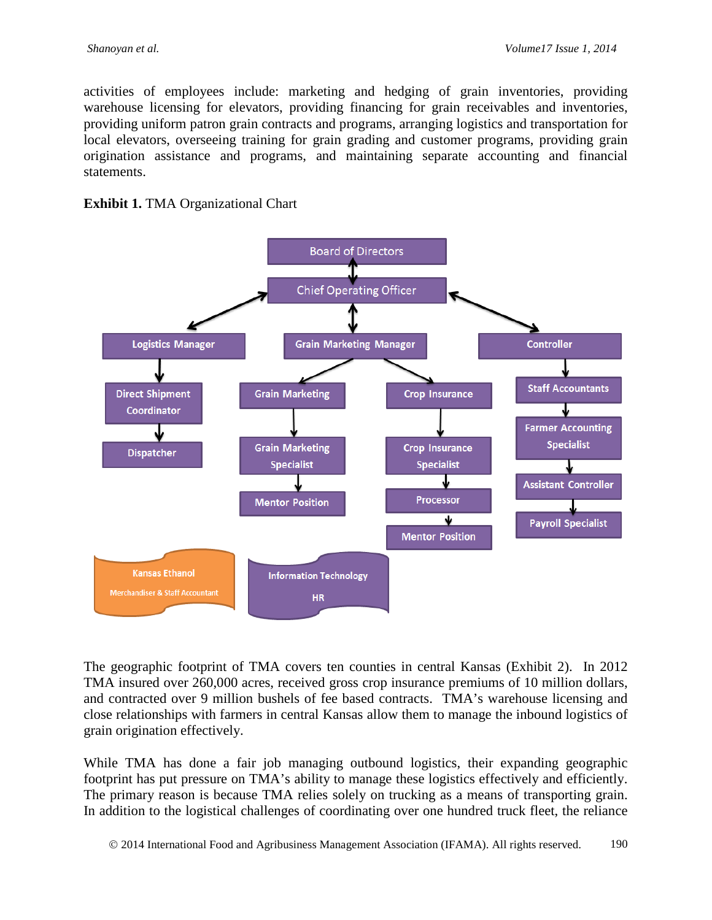activities of employees include: marketing and hedging of grain inventories, providing warehouse licensing for elevators, providing financing for grain receivables and inventories, providing uniform patron grain contracts and programs, arranging logistics and transportation for local elevators, overseeing training for grain grading and customer programs, providing grain origination assistance and programs, and maintaining separate accounting and financial statements.

**Exhibit 1.** TMA Organizational Chart

- Board of Directors
  - Chief Operating Officer
    - Logistics Manager
      - Direct Shipment Coordinator
        - Dispatcher
    - Grain Marketing Manager
      - Grain Marketing
        - Grain Marketing Specialist
          - Mentor Position
      - Crop Insurance
        - Crop Insurance Specialist
          - Processor
            - Mentor Position
    - Controller
      - Staff Accountants
        - Farmer Accounting Specialist
          - Assistant Controller
            - Payroll Specialist

- Kansas Ethanol: Merchandiser & Staff Accountant
- Information Technology, HR

The geographic footprint of TMA covers ten counties in central Kansas (Exhibit 2). In 2012 TMA insured over 260,000 acres, received gross crop insurance premiums of 10 million dollars, and contracted over 9 million bushels of fee based contracts. TMA's warehouse licensing and close relationships with farmers in central Kansas allow them to manage the inbound logistics of grain origination effectively.

While TMA has done a fair job managing outbound logistics, their expanding geographic footprint has put pressure on TMA's ability to manage these logistics effectively and efficiently. The primary reason is because TMA relies solely on trucking as a means of transporting grain. In addition to the logistical challenges of coordinating over one hundred truck fleet, the reliance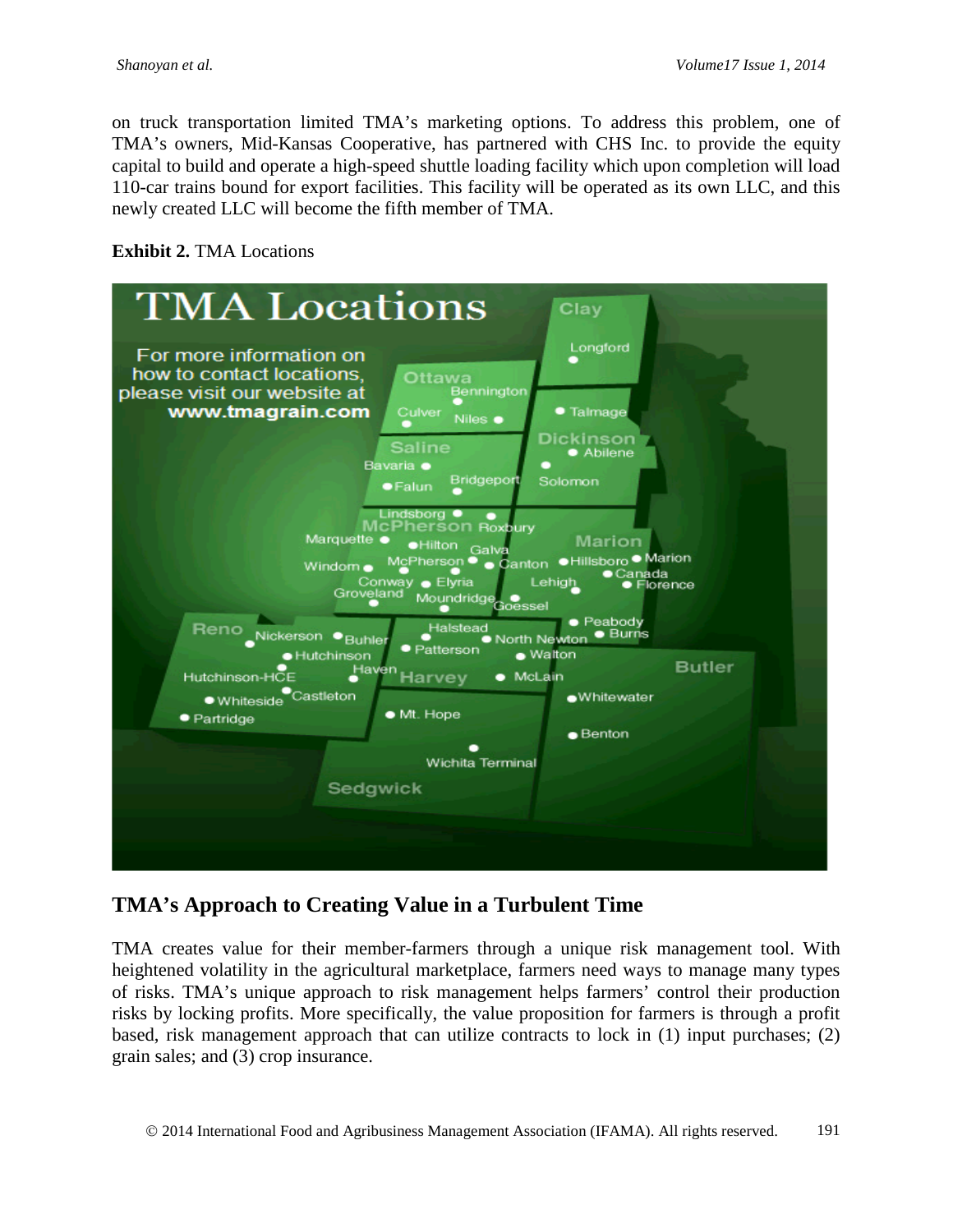on truck transportation limited TMA's marketing options. To address this problem, one of TMA's owners, Mid-Kansas Cooperative, has partnered with CHS Inc. to provide the equity capital to build and operate a high-speed shuttle loading facility which upon completion will load 110-car trains bound for export facilities. This facility will be operated as its own LLC, and this newly created LLC will become the fifth member of TMA.

**Exhibit 2.** TMA Locations

## TMA's Approach to Creating Value in a Turbulent Time

TMA creates value for their member-farmers through a unique risk management tool. With heightened volatility in the agricultural marketplace, farmers need ways to manage many types of risks. TMA's unique approach to risk management helps farmers' control their production risks by locking profits. More specifically, the value proposition for farmers is through a profit based, risk management approach that can utilize contracts to lock in (1) input purchases; (2) grain sales; and (3) crop insurance.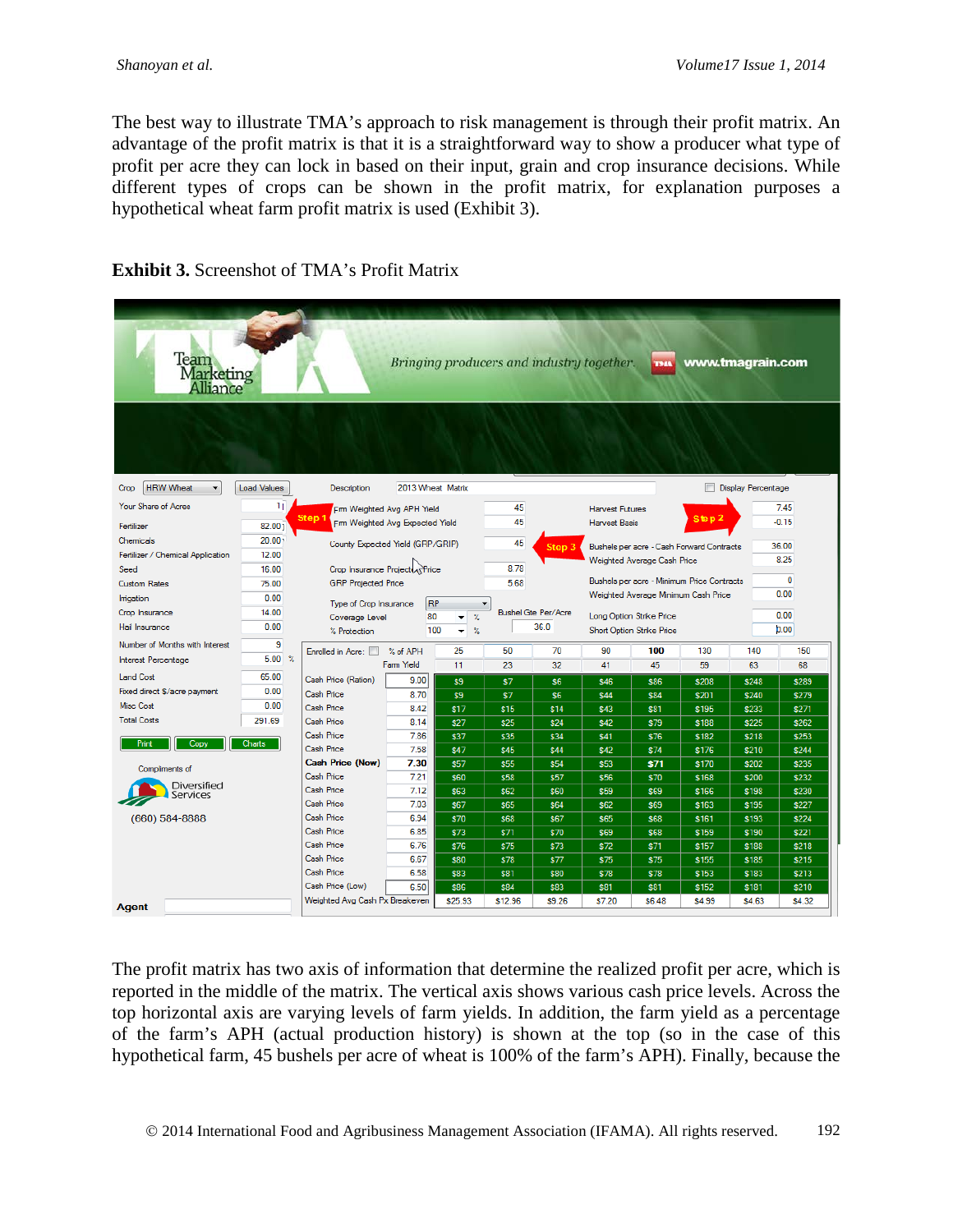The best way to illustrate TMA's approach to risk management is through their profit matrix. An advantage of the profit matrix is that it is a straightforward way to show a producer what type of profit per acre they can lock in based on their input, grain and crop insurance decisions. While different types of crops can be shown in the profit matrix, for explanation purposes a hypothetical wheat farm profit matrix is used (Exhibit 3).

**Exhibit 3.** Screenshot of TMA's Profit Matrix

| % of APH | 25 | 50 | 70 | 90 | 100 | 130 | 140 | 150 |
|---|---|---|---|---|---|---|---|---|
| Farm Yield | 11 | 23 | 32 | 41 | 45 | 59 | 63 | 68 |
| Cash Price (Ration) 9.00 | $9 | $7 | $6 | $46 | $86 | $208 | $248 | $289 |
| Cash Price 8.70 | $9 | $7 | $6 | $44 | $84 | $201 | $240 | $279 |
| Cash Price 8.42 | $17 | $15 | $14 | $43 | $81 | $195 | $233 | $271 |
| Cash Price 8.14 | $27 | $25 | $24 | $42 | $79 | $188 | $225 | $262 |
| Cash Price 7.86 | $37 | $35 | $34 | $41 | $76 | $182 | $218 | $253 |
| Cash Price 7.58 | $47 | $45 | $44 | $42 | $74 | $176 | $210 | $244 |
| **Cash Price (Now) 7.30** | $57 | $55 | $54 | $53 | **$71** | $170 | $202 | $235 |
| Cash Price 7.21 | $60 | $58 | $57 | $56 | $70 | $168 | $200 | $232 |
| Cash Price 7.12 | $63 | $62 | $60 | $59 | $69 | $166 | $198 | $230 |
| Cash Price 7.03 | $67 | $65 | $64 | $62 | $69 | $163 | $195 | $227 |
| Cash Price 6.94 | $70 | $68 | $67 | $65 | $68 | $161 | $193 | $224 |
| Cash Price 6.85 | $73 | $71 | $70 | $69 | $68 | $159 | $190 | $221 |
| Cash Price 6.76 | $76 | $75 | $73 | $72 | $71 | $157 | $188 | $218 |
| Cash Price 6.67 | $80 | $78 | $77 | $75 | $75 | $155 | $185 | $215 |
| Cash Price 6.58 | $83 | $81 | $80 | $78 | $78 | $153 | $183 | $213 |
| Cash Price (Low) 6.50 | $86 | $84 | $83 | $81 | $81 | $152 | $181 | $210 |
| Weighted Avg Cash Px Breakeven | $25.93 | $12.96 | $9.26 | $7.20 | $6.48 | $4.99 | $4.63 | $4.32 |

The profit matrix has two axis of information that determine the realized profit per acre, which is reported in the middle of the matrix. The vertical axis shows various cash price levels. Across the top horizontal axis are varying levels of farm yields. In addition, the farm yield as a percentage of the farm's APH (actual production history) is shown at the top (so in the case of this hypothetical farm, 45 bushels per acre of wheat is 100% of the farm's APH). Finally, because the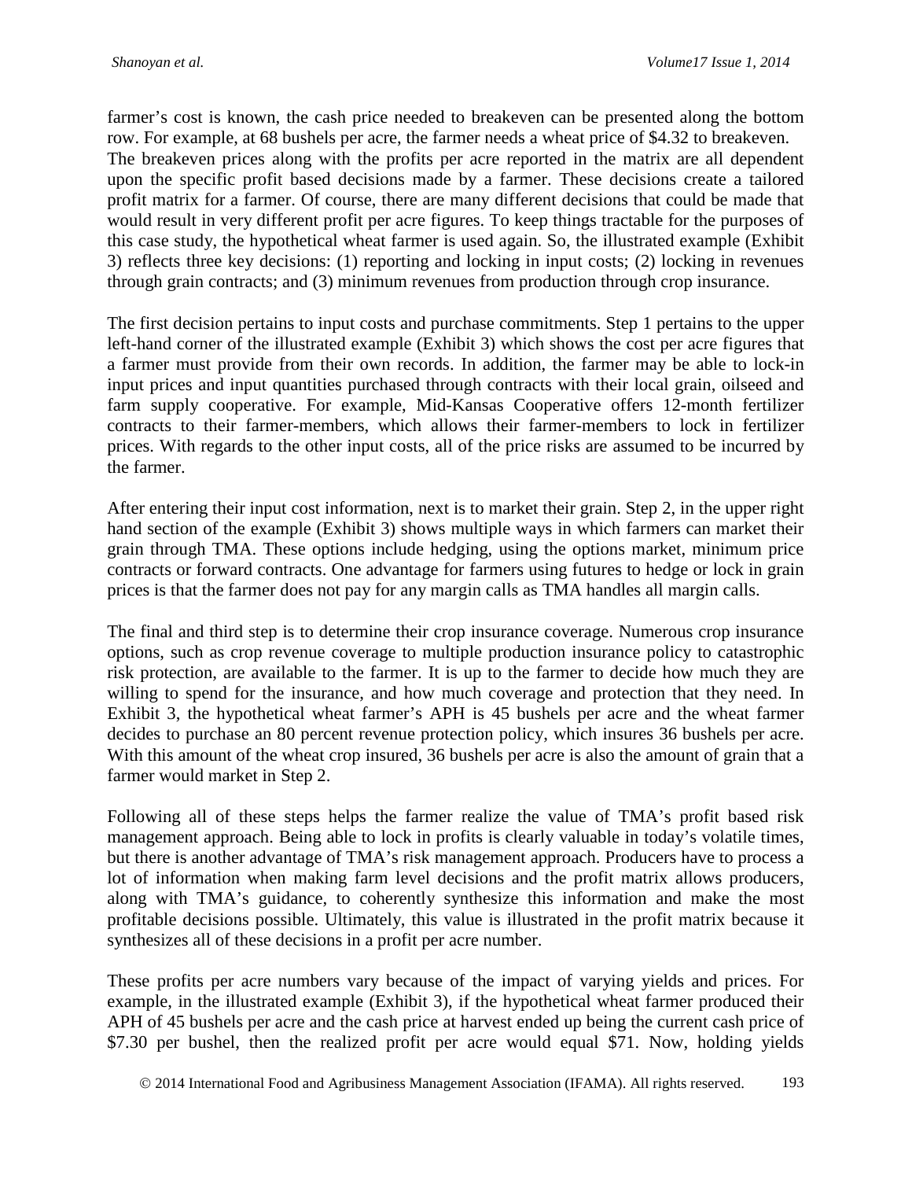farmer's cost is known, the cash price needed to breakeven can be presented along the bottom row. For example, at 68 bushels per acre, the farmer needs a wheat price of $4.32 to breakeven. The breakeven prices along with the profits per acre reported in the matrix are all dependent upon the specific profit based decisions made by a farmer. These decisions create a tailored profit matrix for a farmer. Of course, there are many different decisions that could be made that would result in very different profit per acre figures. To keep things tractable for the purposes of this case study, the hypothetical wheat farmer is used again. So, the illustrated example (Exhibit 3) reflects three key decisions: (1) reporting and locking in input costs; (2) locking in revenues through grain contracts; and (3) minimum revenues from production through crop insurance.

The first decision pertains to input costs and purchase commitments. Step 1 pertains to the upper left-hand corner of the illustrated example (Exhibit 3) which shows the cost per acre figures that a farmer must provide from their own records. In addition, the farmer may be able to lock-in input prices and input quantities purchased through contracts with their local grain, oilseed and farm supply cooperative. For example, Mid-Kansas Cooperative offers 12-month fertilizer contracts to their farmer-members, which allows their farmer-members to lock in fertilizer prices. With regards to the other input costs, all of the price risks are assumed to be incurred by the farmer.

After entering their input cost information, next is to market their grain. Step 2, in the upper right hand section of the example (Exhibit 3) shows multiple ways in which farmers can market their grain through TMA. These options include hedging, using the options market, minimum price contracts or forward contracts. One advantage for farmers using futures to hedge or lock in grain prices is that the farmer does not pay for any margin calls as TMA handles all margin calls.

The final and third step is to determine their crop insurance coverage. Numerous crop insurance options, such as crop revenue coverage to multiple production insurance policy to catastrophic risk protection, are available to the farmer. It is up to the farmer to decide how much they are willing to spend for the insurance, and how much coverage and protection that they need. In Exhibit 3, the hypothetical wheat farmer's APH is 45 bushels per acre and the wheat farmer decides to purchase an 80 percent revenue protection policy, which insures 36 bushels per acre. With this amount of the wheat crop insured, 36 bushels per acre is also the amount of grain that a farmer would market in Step 2.

Following all of these steps helps the farmer realize the value of TMA's profit based risk management approach. Being able to lock in profits is clearly valuable in today's volatile times, but there is another advantage of TMA's risk management approach. Producers have to process a lot of information when making farm level decisions and the profit matrix allows producers, along with TMA's guidance, to coherently synthesize this information and make the most profitable decisions possible. Ultimately, this value is illustrated in the profit matrix because it synthesizes all of these decisions in a profit per acre number.

These profits per acre numbers vary because of the impact of varying yields and prices. For example, in the illustrated example (Exhibit 3), if the hypothetical wheat farmer produced their APH of 45 bushels per acre and the cash price at harvest ended up being the current cash price of $7.30 per bushel, then the realized profit per acre would equal $71. Now, holding yields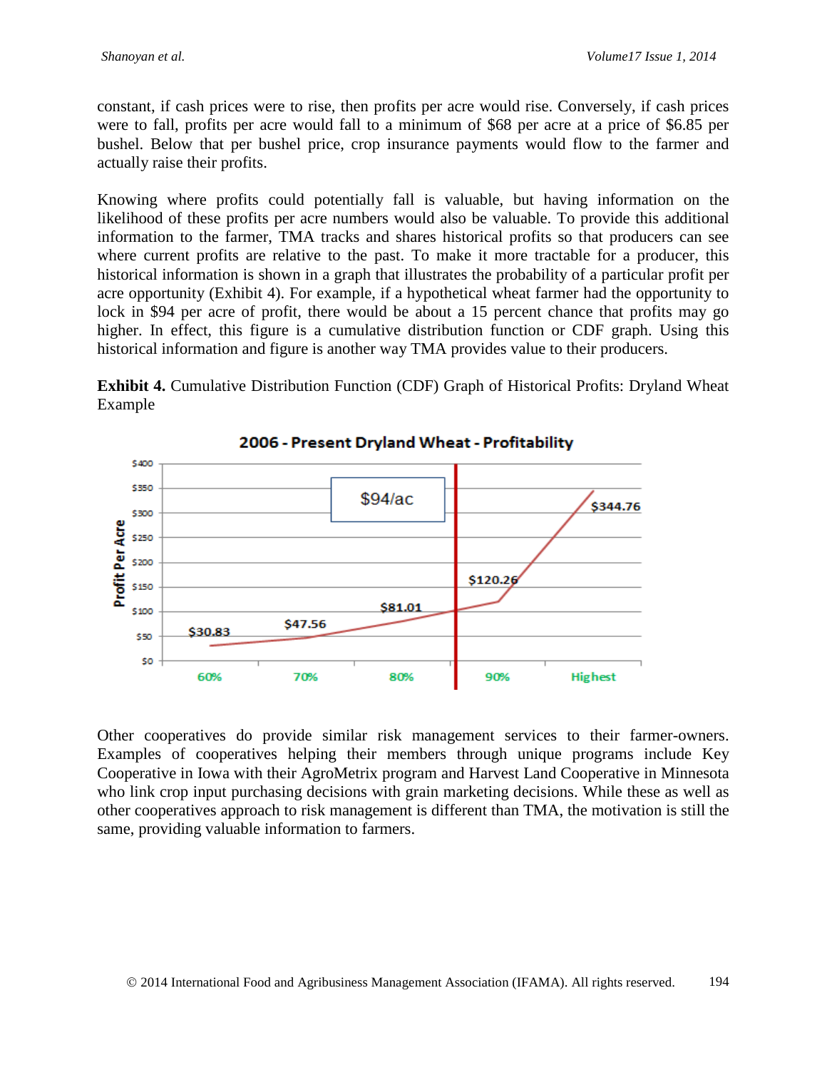constant, if cash prices were to rise, then profits per acre would rise. Conversely, if cash prices were to fall, profits per acre would fall to a minimum of $68 per acre at a price of $6.85 per bushel. Below that per bushel price, crop insurance payments would flow to the farmer and actually raise their profits.

Knowing where profits could potentially fall is valuable, but having information on the likelihood of these profits per acre numbers would also be valuable. To provide this additional information to the farmer, TMA tracks and shares historical profits so that producers can see where current profits are relative to the past. To make it more tractable for a producer, this historical information is shown in a graph that illustrates the probability of a particular profit per acre opportunity (Exhibit 4). For example, if a hypothetical wheat farmer had the opportunity to lock in $94 per acre of profit, there would be about a 15 percent chance that profits may go higher. In effect, this figure is a cumulative distribution function or CDF graph. Using this historical information and figure is another way TMA provides value to their producers.

**Exhibit 4.** Cumulative Distribution Function (CDF) Graph of Historical Profits: Dryland Wheat Example

**2006 - Present Dryland Wheat - Profitability**

| Percentile | Profit Per Acre |
|---|---|
| 60% | $30.83 |
| 70% | $47.56 |
| 80% | $81.01 |
| 90% | $120.26 |
| Highest | $344.76 |

$94/ac

Other cooperatives do provide similar risk management services to their farmer-owners. Examples of cooperatives helping their members through unique programs include Key Cooperative in Iowa with their AgroMetrix program and Harvest Land Cooperative in Minnesota who link crop input purchasing decisions with grain marketing decisions. While these as well as other cooperatives approach to risk management is different than TMA, the motivation is still the same, providing valuable information to farmers.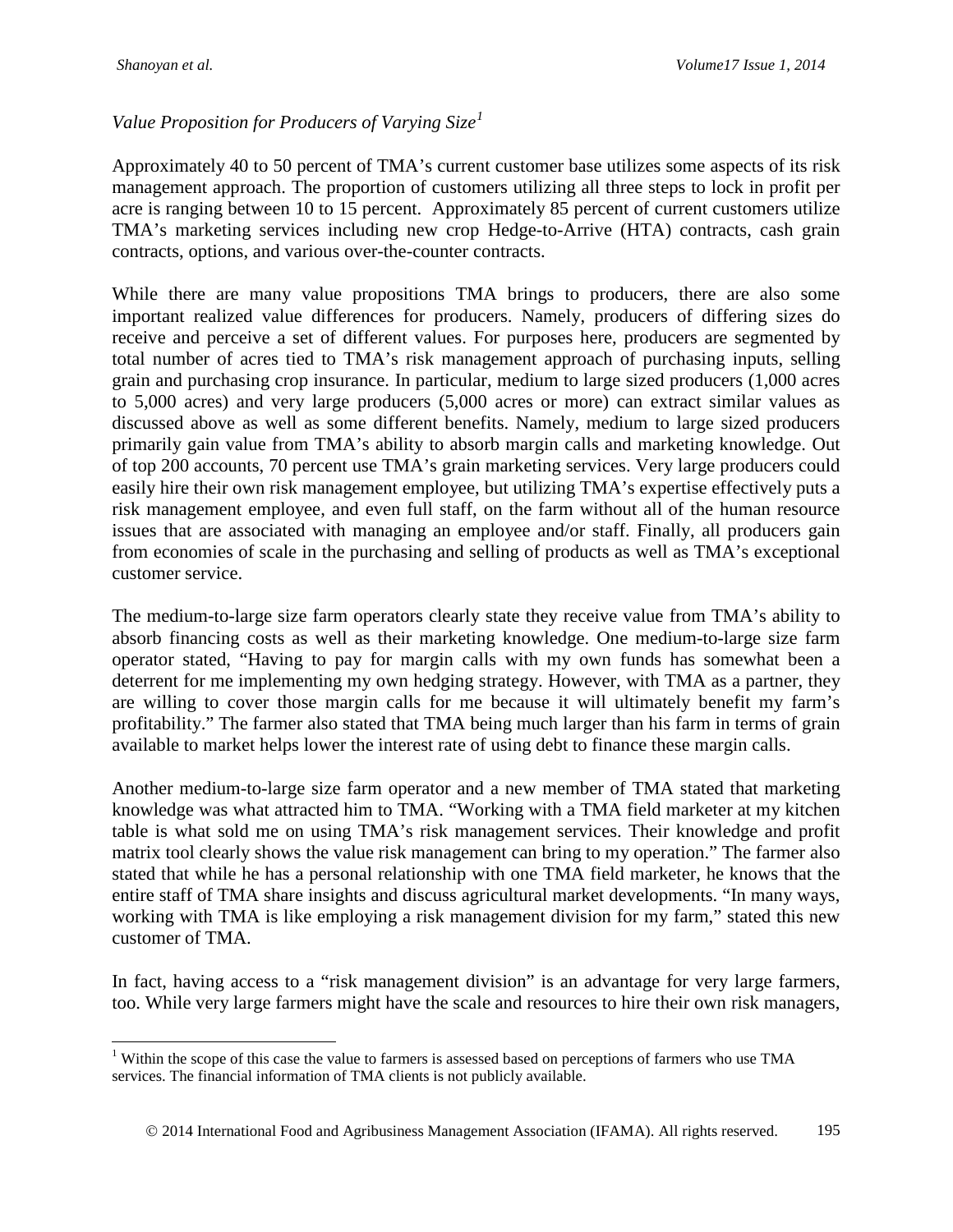*Value Proposition for Producers of Varying Size*[1]

Approximately 40 to 50 percent of TMA's current customer base utilizes some aspects of its risk management approach. The proportion of customers utilizing all three steps to lock in profit per acre is ranging between 10 to 15 percent. Approximately 85 percent of current customers utilize TMA's marketing services including new crop Hedge-to-Arrive (HTA) contracts, cash grain contracts, options, and various over-the-counter contracts.

While there are many value propositions TMA brings to producers, there are also some important realized value differences for producers. Namely, producers of differing sizes do receive and perceive a set of different values. For purposes here, producers are segmented by total number of acres tied to TMA's risk management approach of purchasing inputs, selling grain and purchasing crop insurance. In particular, medium to large sized producers (1,000 acres to 5,000 acres) and very large producers (5,000 acres or more) can extract similar values as discussed above as well as some different benefits. Namely, medium to large sized producers primarily gain value from TMA's ability to absorb margin calls and marketing knowledge. Out of top 200 accounts, 70 percent use TMA's grain marketing services. Very large producers could easily hire their own risk management employee, but utilizing TMA's expertise effectively puts a risk management employee, and even full staff, on the farm without all of the human resource issues that are associated with managing an employee and/or staff. Finally, all producers gain from economies of scale in the purchasing and selling of products as well as TMA's exceptional customer service.

The medium-to-large size farm operators clearly state they receive value from TMA's ability to absorb financing costs as well as their marketing knowledge. One medium-to-large size farm operator stated, "Having to pay for margin calls with my own funds has somewhat been a deterrent for me implementing my own hedging strategy. However, with TMA as a partner, they are willing to cover those margin calls for me because it will ultimately benefit my farm's profitability." The farmer also stated that TMA being much larger than his farm in terms of grain available to market helps lower the interest rate of using debt to finance these margin calls.

Another medium-to-large size farm operator and a new member of TMA stated that marketing knowledge was what attracted him to TMA. "Working with a TMA field marketer at my kitchen table is what sold me on using TMA's risk management services. Their knowledge and profit matrix tool clearly shows the value risk management can bring to my operation." The farmer also stated that while he has a personal relationship with one TMA field marketer, he knows that the entire staff of TMA share insights and discuss agricultural market developments. "In many ways, working with TMA is like employing a risk management division for my farm," stated this new customer of TMA.

In fact, having access to a "risk management division" is an advantage for very large farmers, too. While very large farmers might have the scale and resources to hire their own risk managers,

[1] Within the scope of this case the value to farmers is assessed based on perceptions of farmers who use TMA services. The financial information of TMA clients is not publicly available.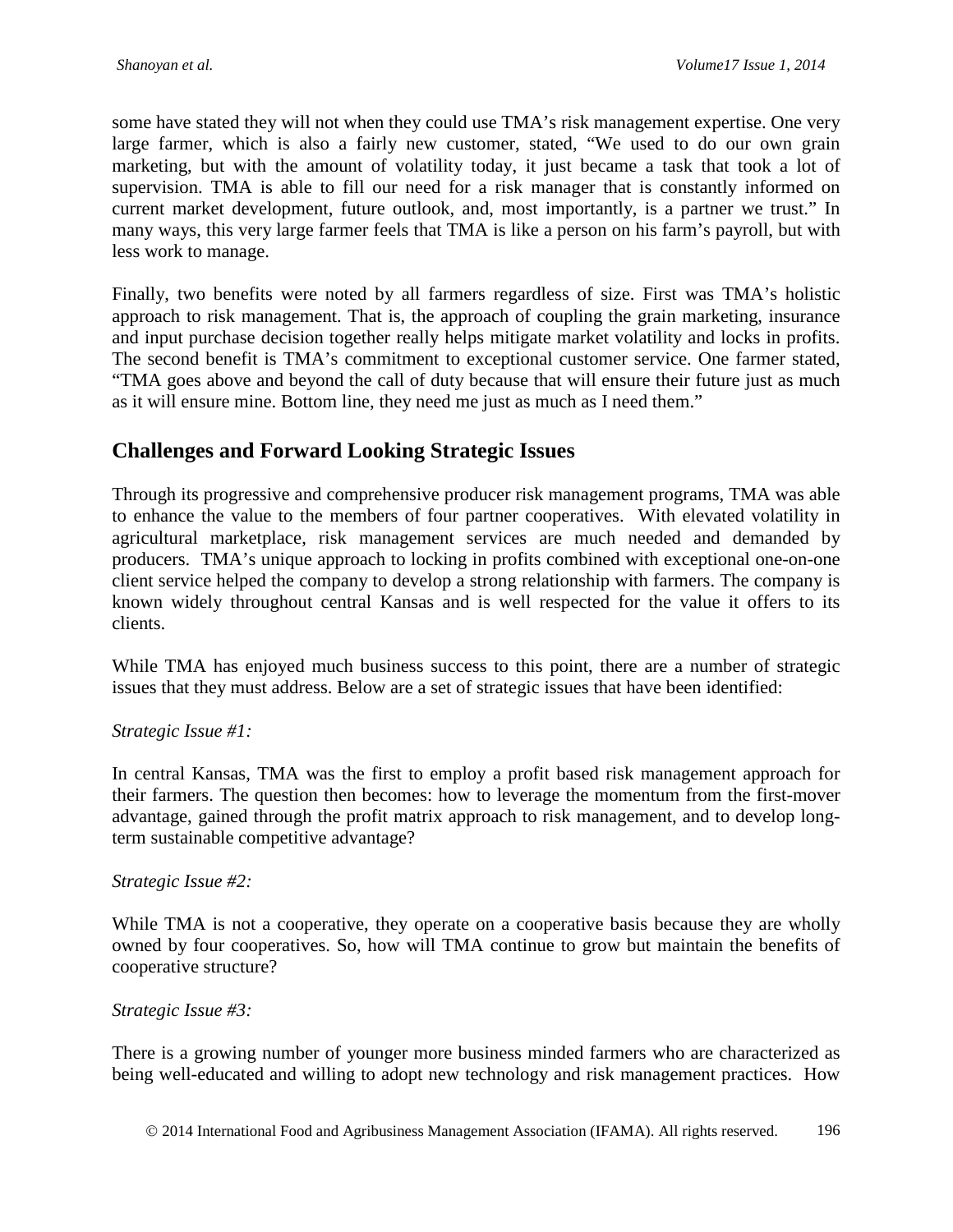some have stated they will not when they could use TMA's risk management expertise. One very large farmer, which is also a fairly new customer, stated, "We used to do our own grain marketing, but with the amount of volatility today, it just became a task that took a lot of supervision. TMA is able to fill our need for a risk manager that is constantly informed on current market development, future outlook, and, most importantly, is a partner we trust." In many ways, this very large farmer feels that TMA is like a person on his farm's payroll, but with less work to manage.

Finally, two benefits were noted by all farmers regardless of size. First was TMA's holistic approach to risk management. That is, the approach of coupling the grain marketing, insurance and input purchase decision together really helps mitigate market volatility and locks in profits. The second benefit is TMA's commitment to exceptional customer service. One farmer stated, "TMA goes above and beyond the call of duty because that will ensure their future just as much as it will ensure mine. Bottom line, they need me just as much as I need them."

## Challenges and Forward Looking Strategic Issues

Through its progressive and comprehensive producer risk management programs, TMA was able to enhance the value to the members of four partner cooperatives. With elevated volatility in agricultural marketplace, risk management services are much needed and demanded by producers. TMA's unique approach to locking in profits combined with exceptional one-on-one client service helped the company to develop a strong relationship with farmers. The company is known widely throughout central Kansas and is well respected for the value it offers to its clients.

While TMA has enjoyed much business success to this point, there are a number of strategic issues that they must address. Below are a set of strategic issues that have been identified:

*Strategic Issue #1:*

In central Kansas, TMA was the first to employ a profit based risk management approach for their farmers. The question then becomes: how to leverage the momentum from the first-mover advantage, gained through the profit matrix approach to risk management, and to develop long-term sustainable competitive advantage?

*Strategic Issue #2:*

While TMA is not a cooperative, they operate on a cooperative basis because they are wholly owned by four cooperatives. So, how will TMA continue to grow but maintain the benefits of cooperative structure?

*Strategic Issue #3:*

There is a growing number of younger more business minded farmers who are characterized as being well-educated and willing to adopt new technology and risk management practices. How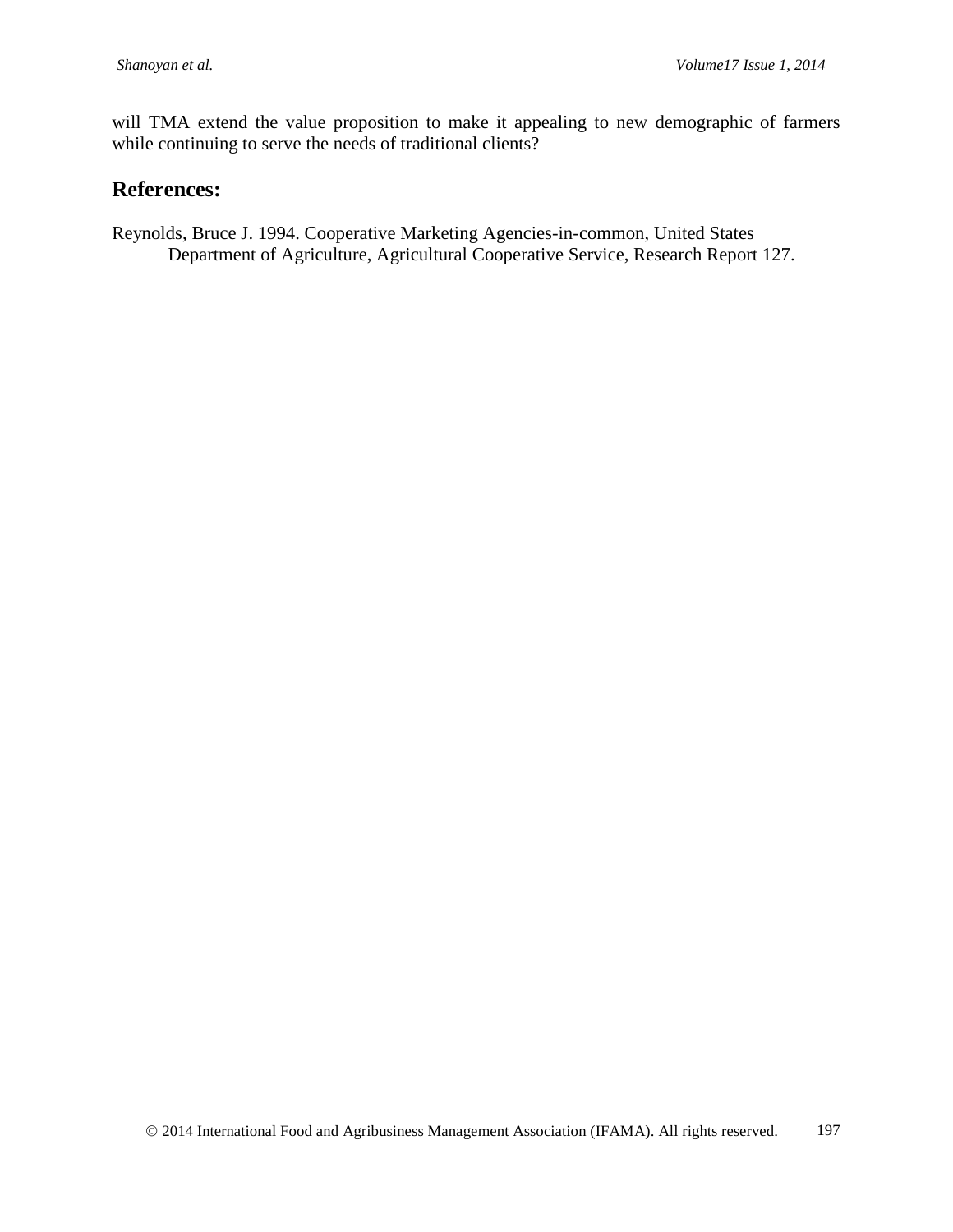will TMA extend the value proposition to make it appealing to new demographic of farmers while continuing to serve the needs of traditional clients?

## References:

Reynolds, Bruce J. 1994. Cooperative Marketing Agencies-in-common, United States Department of Agriculture, Agricultural Cooperative Service, Research Report 127.